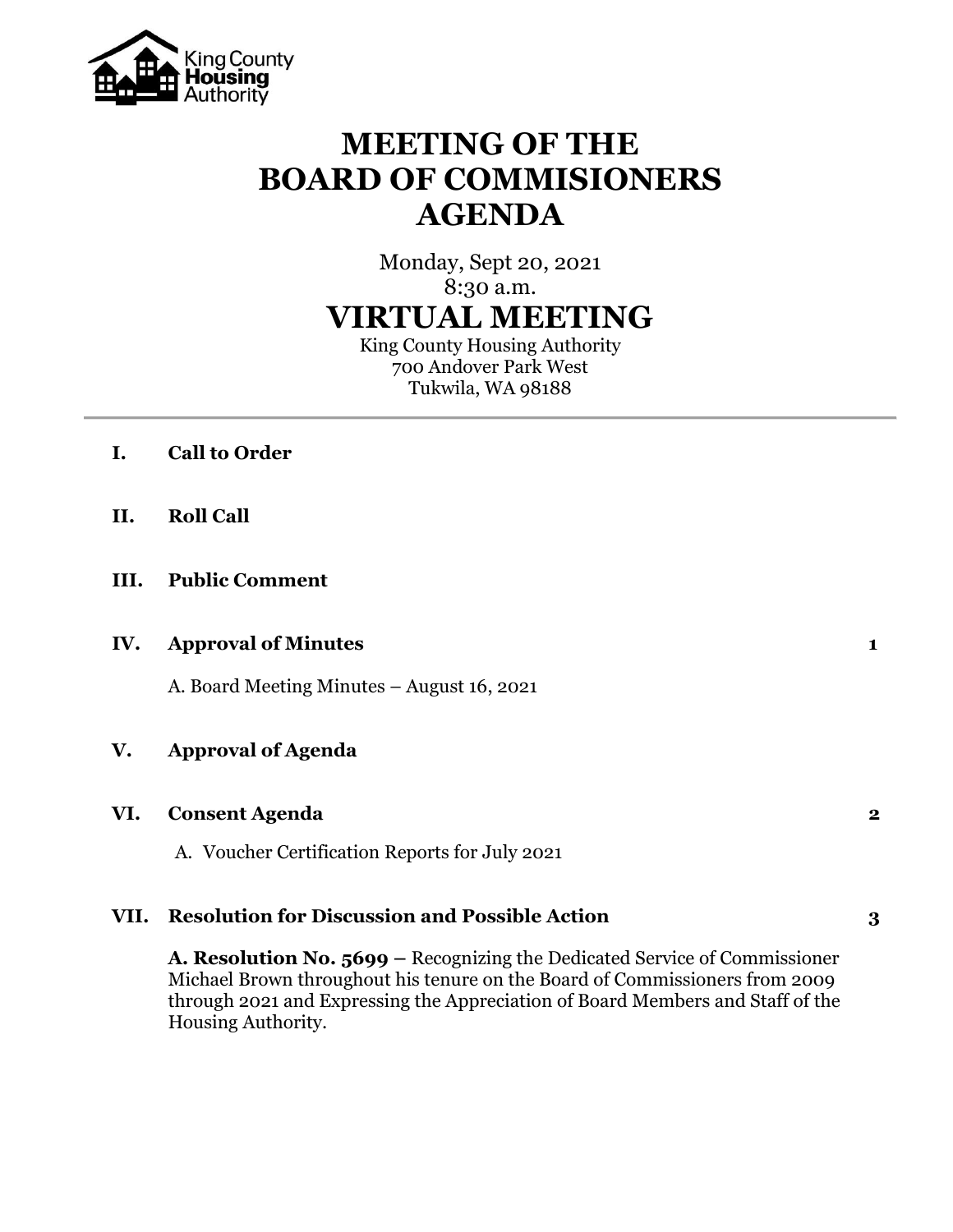King County Housing Authority

# MEETING OF THE BOARD OF COMMISIONERS AGENDA

Monday, Sept 20, 2021
8:30 a.m.

## VIRTUAL MEETING

King County Housing Authority
700 Andover Park West
Tukwila, WA 98188

---

**I. Call to Order**

**II. Roll Call**

**III. Public Comment**

**IV. Approval of Minutes** **1**

A. Board Meeting Minutes – August 16, 2021

**V. Approval of Agenda**

**VI. Consent Agenda** **2**

A. Voucher Certification Reports for July 2021

**VII. Resolution for Discussion and Possible Action** **3**

**A. Resolution No. 5699 –** Recognizing the Dedicated Service of Commissioner Michael Brown throughout his tenure on the Board of Commissioners from 2009 through 2021 and Expressing the Appreciation of Board Members and Staff of the Housing Authority.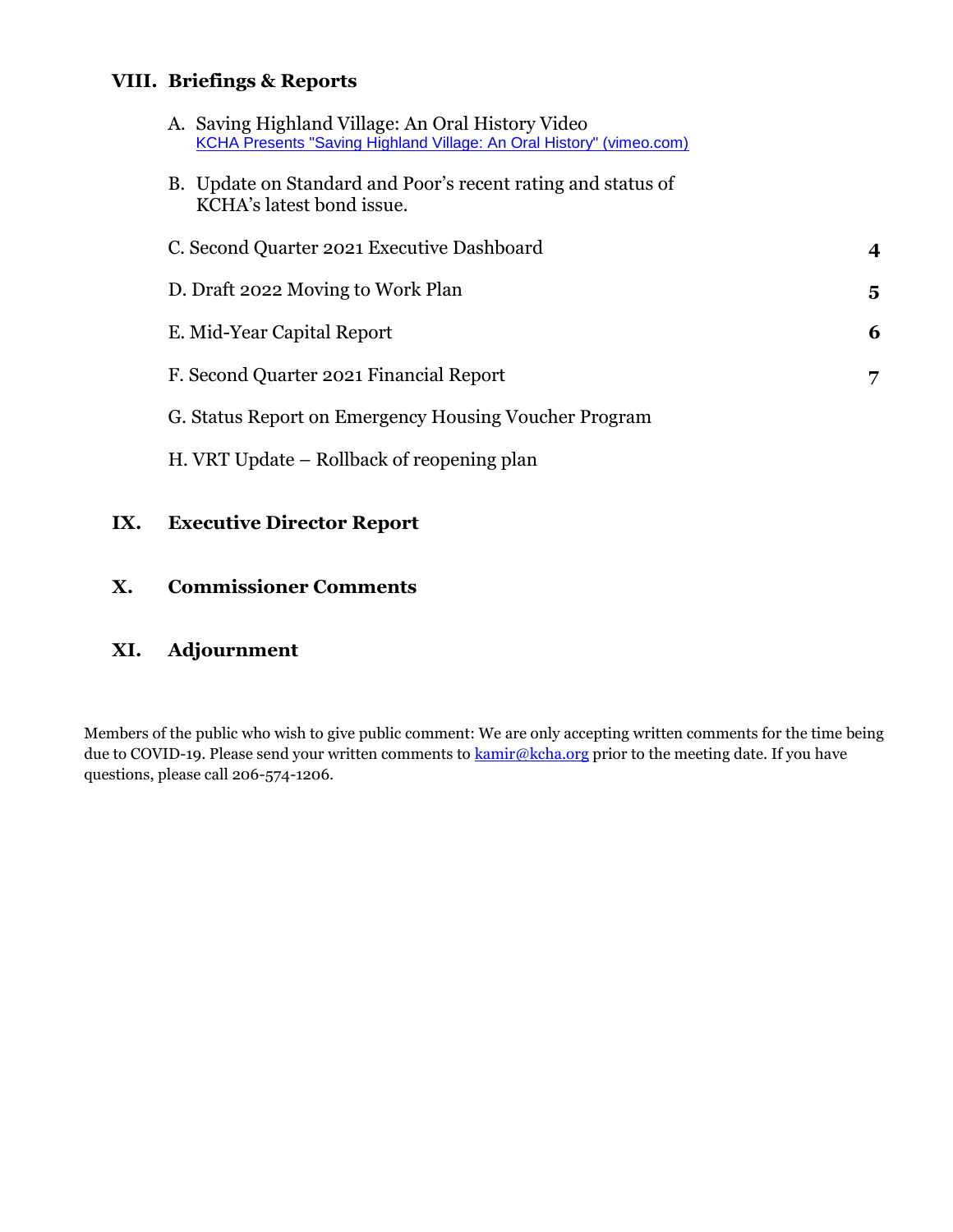## VIII. Briefings & Reports

A. Saving Highland Village: An Oral History Video
[KCHA Presents "Saving Highland Village: An Oral History" (vimeo.com)]

B. Update on Standard and Poor's recent rating and status of KCHA's latest bond issue.

C. Second Quarter 2021 Executive Dashboard **4**

D. Draft 2022 Moving to Work Plan **5**

E. Mid-Year Capital Report **6**

F. Second Quarter 2021 Financial Report **7**

G. Status Report on Emergency Housing Voucher Program

H. VRT Update – Rollback of reopening plan

## IX. Executive Director Report

## X. Commissioner Comments

## XI. Adjournment

Members of the public who wish to give public comment: We are only accepting written comments for the time being due to COVID-19. Please send your written comments to kamir@kcha.org prior to the meeting date. If you have questions, please call 206-574-1206.